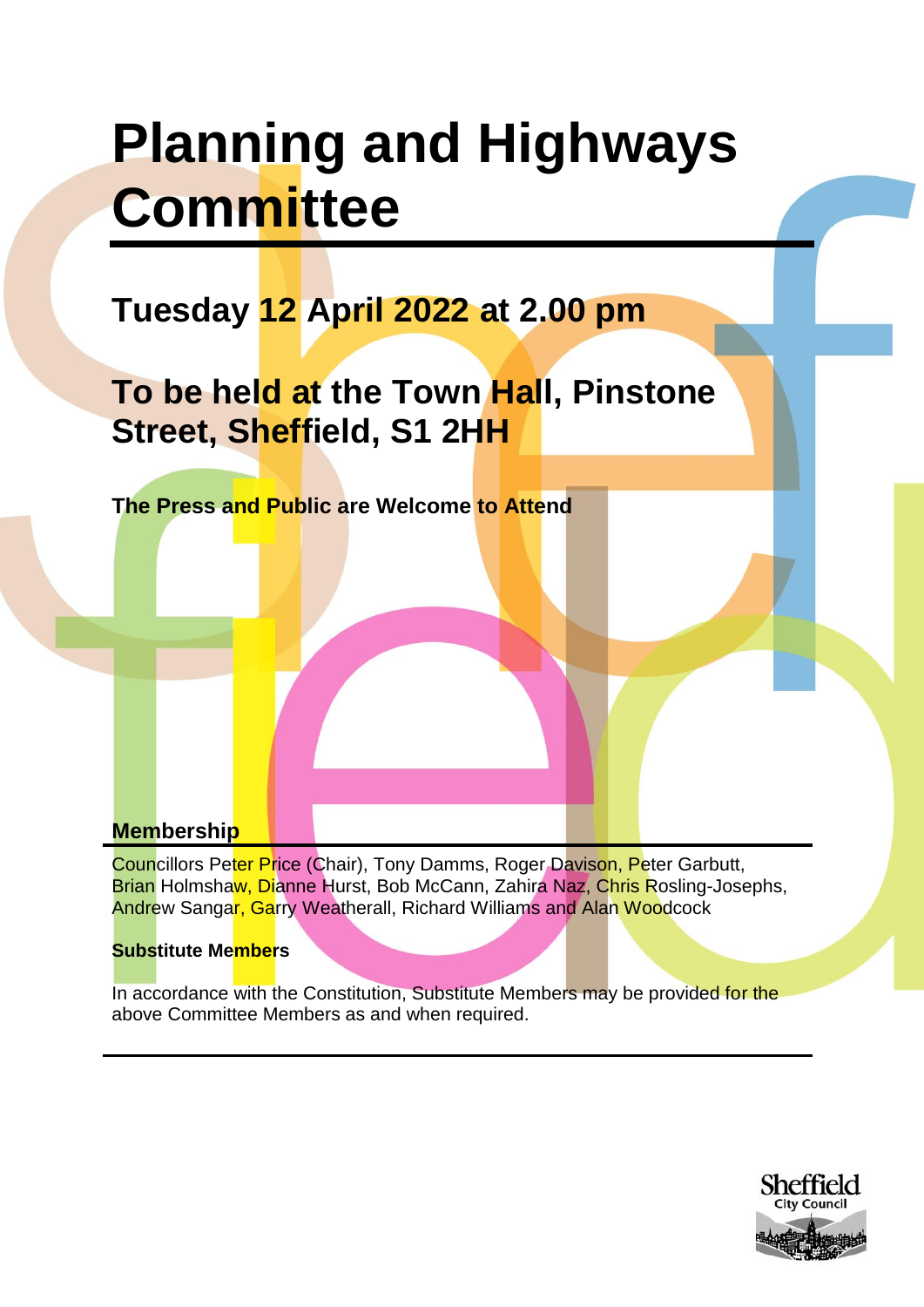# Planning and Highways Committee

## Tuesday 12 April 2022 at 2.00 pm

## To be held at the Town Hall, Pinstone Street, Sheffield, S1 2HH

**The Press and Public are Welcome to Attend**

### Membership

Councillors Peter Price (Chair), Tony Damms, Roger Davison, Peter Garbutt, Brian Holmshaw, Dianne Hurst, Bob McCann, Zahira Naz, Chris Rosling-Josephs, Andrew Sangar, Garry Weatherall, Richard Williams and Alan Woodcock

**Substitute Members**

In accordance with the Constitution, Substitute Members may be provided for the above Committee Members as and when required.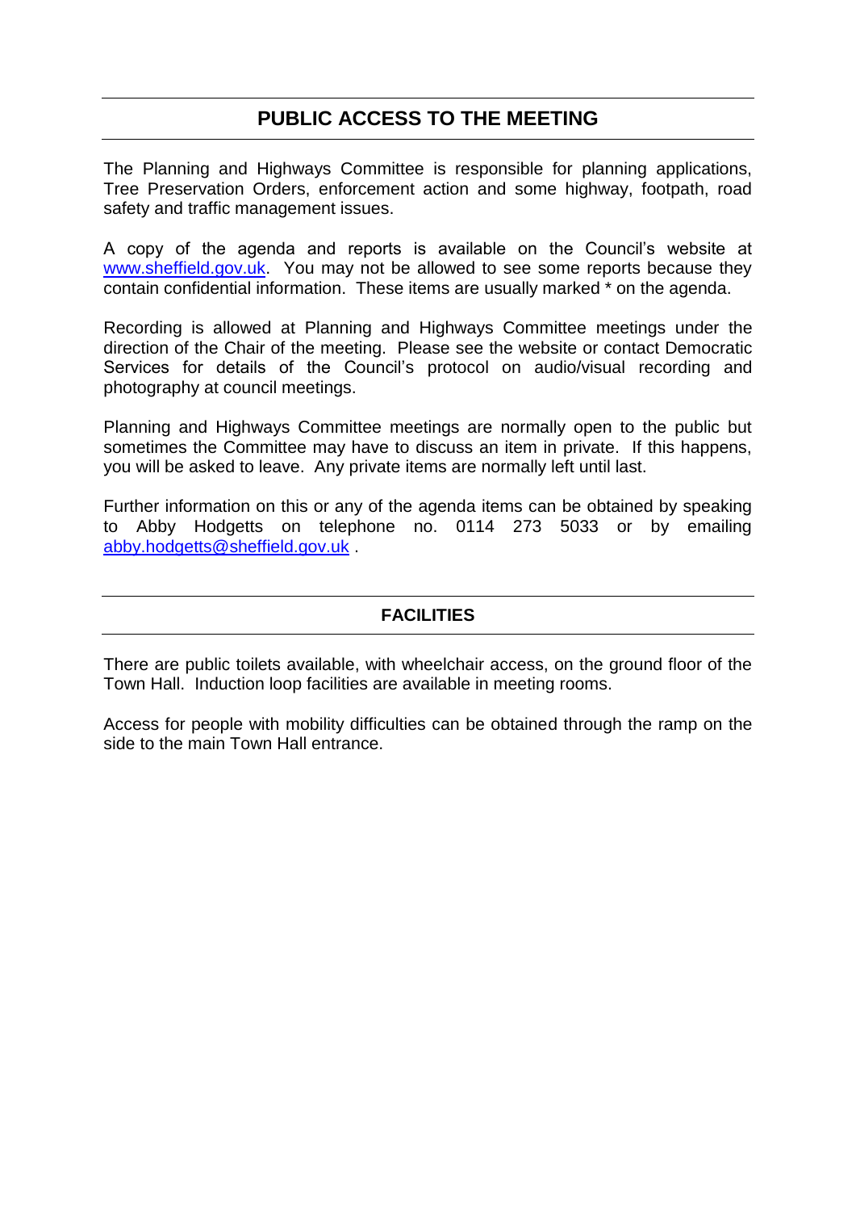## PUBLIC ACCESS TO THE MEETING

The Planning and Highways Committee is responsible for planning applications, Tree Preservation Orders, enforcement action and some highway, footpath, road safety and traffic management issues.

A copy of the agenda and reports is available on the Council's website at [www.sheffield.gov.uk](http://www.sheffield.gov.uk). You may not be allowed to see some reports because they contain confidential information. These items are usually marked * on the agenda.

Recording is allowed at Planning and Highways Committee meetings under the direction of the Chair of the meeting. Please see the website or contact Democratic Services for details of the Council's protocol on audio/visual recording and photography at council meetings.

Planning and Highways Committee meetings are normally open to the public but sometimes the Committee may have to discuss an item in private. If this happens, you will be asked to leave. Any private items are normally left until last.

Further information on this or any of the agenda items can be obtained by speaking to Abby Hodgetts on telephone no. 0114 273 5033 or by emailing [abby.hodgetts@sheffield.gov.uk](mailto:abby.hodgetts@sheffield.gov.uk) .

## FACILITIES

There are public toilets available, with wheelchair access, on the ground floor of the Town Hall. Induction loop facilities are available in meeting rooms.

Access for people with mobility difficulties can be obtained through the ramp on the side to the main Town Hall entrance.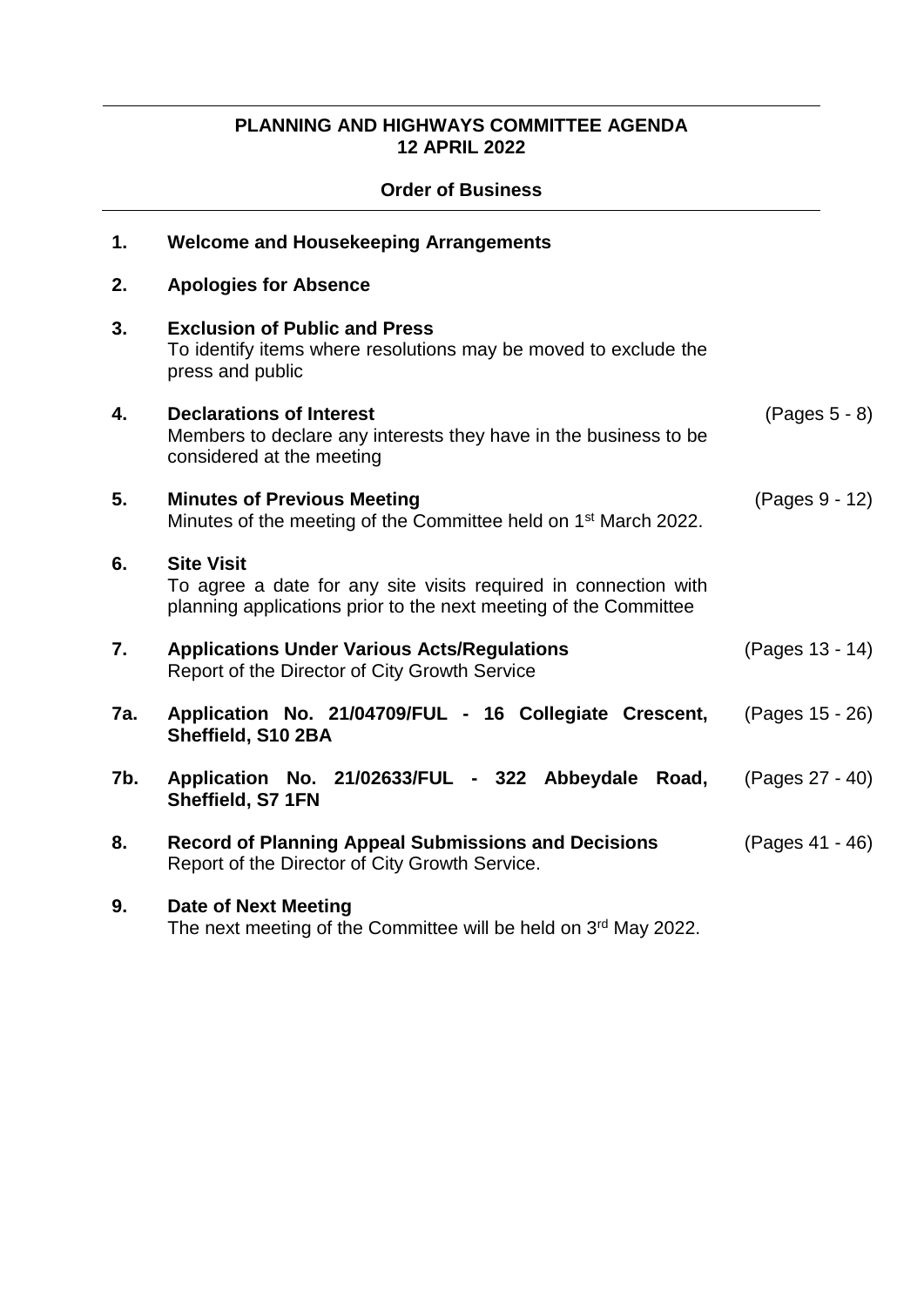# PLANNING AND HIGHWAYS COMMITTEE AGENDA
## 12 APRIL 2022

### Order of Business

**1. Welcome and Housekeeping Arrangements**

**2. Apologies for Absence**

**3. Exclusion of Public and Press**
To identify items where resolutions may be moved to exclude the press and public

**4. Declarations of Interest** (Pages 5 - 8)
Members to declare any interests they have in the business to be considered at the meeting

**5. Minutes of Previous Meeting** (Pages 9 - 12)
Minutes of the meeting of the Committee held on 1st March 2022.

**6. Site Visit**
To agree a date for any site visits required in connection with planning applications prior to the next meeting of the Committee

**7. Applications Under Various Acts/Regulations** (Pages 13 - 14)
Report of the Director of City Growth Service

**7a. Application No. 21/04709/FUL - 16 Collegiate Crescent, Sheffield, S10 2BA** (Pages 15 - 26)

**7b. Application No. 21/02633/FUL - 322 Abbeydale Road, Sheffield, S7 1FN** (Pages 27 - 40)

**8. Record of Planning Appeal Submissions and Decisions** (Pages 41 - 46)
Report of the Director of City Growth Service.

**9. Date of Next Meeting**
The next meeting of the Committee will be held on 3rd May 2022.